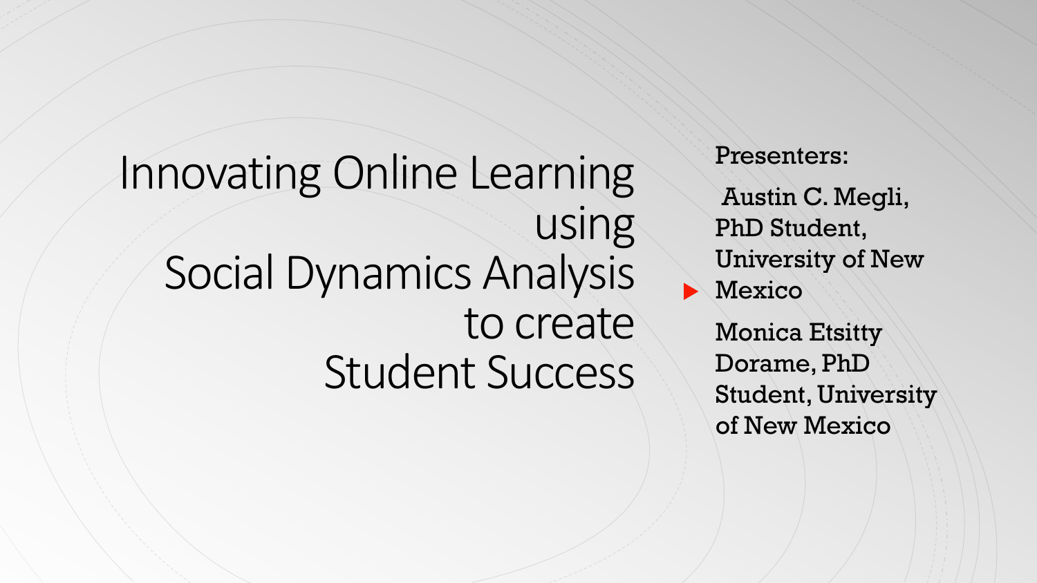# Innovating Online Learning using Social Dynamics Analysis to create Student Success

Presenters:

- Austin C. Megli, PhD Student, University of New Mexico

Monica Etsitty Dorame, PhD Student, University of New Mexico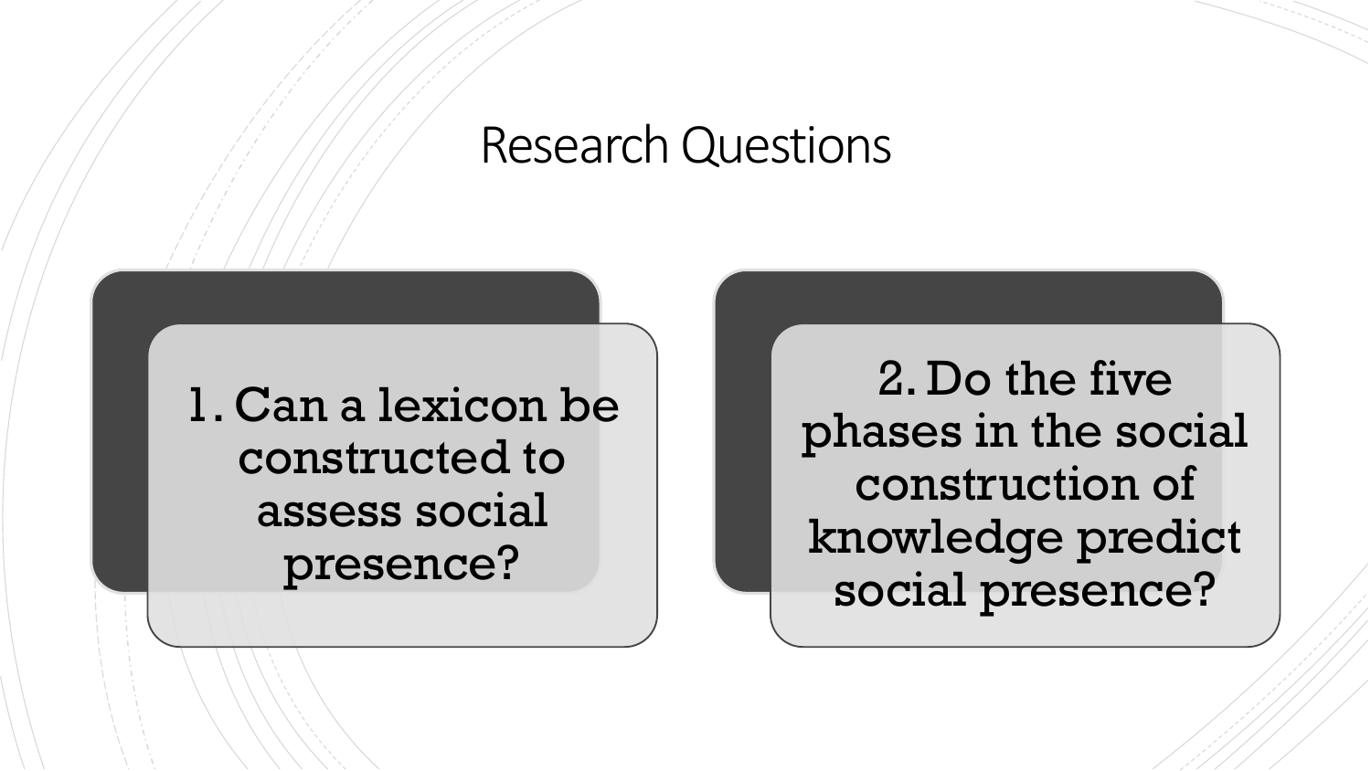# Research Questions

1. Can a lexicon be constructed to assess social presence?

2. Do the five phases in the social construction of knowledge predict social presence?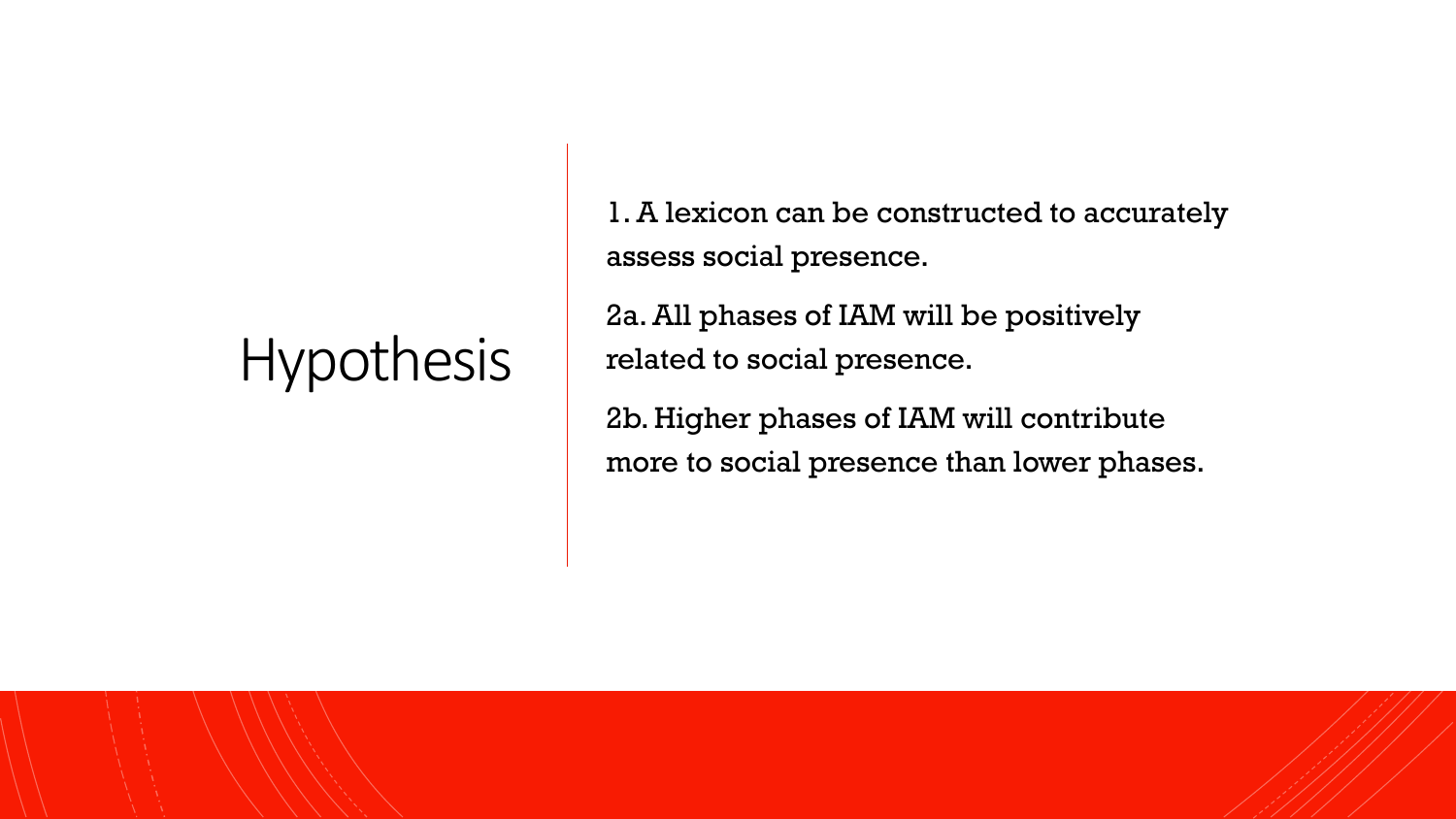# Hypothesis

1. A lexicon can be constructed to accurately assess social presence.

2a. All phases of IAM will be positively related to social presence.

2b. Higher phases of IAM will contribute more to social presence than lower phases.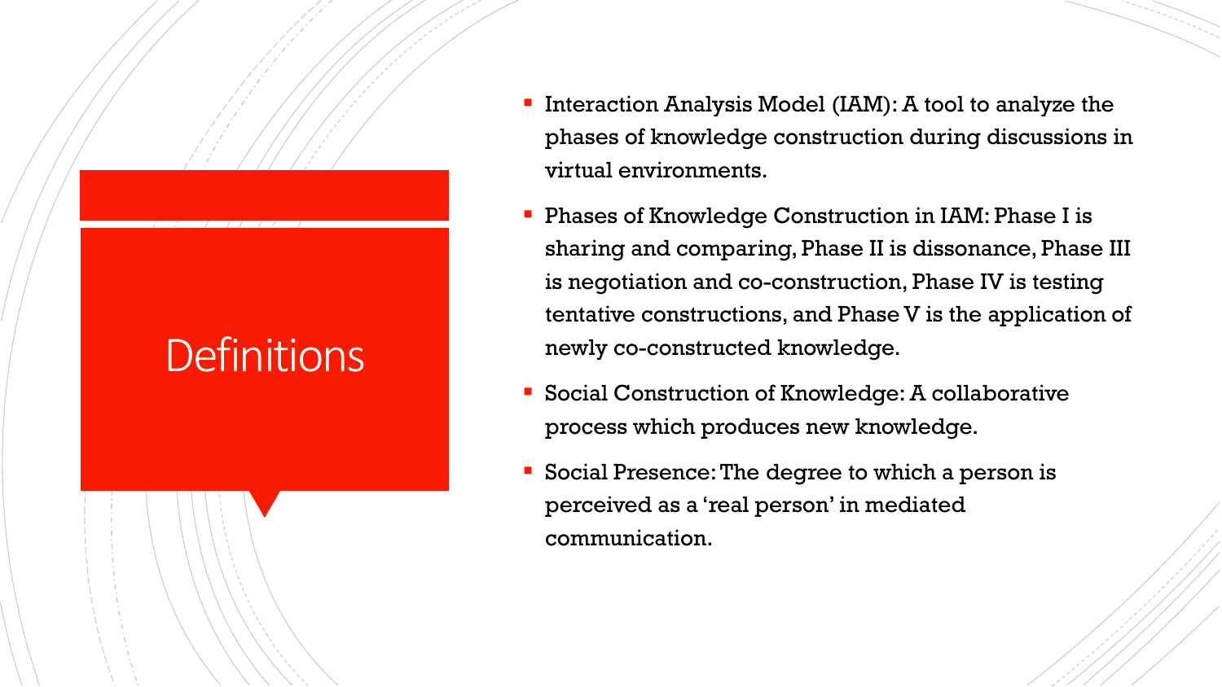# Definitions

- Interaction Analysis Model (IAM): A tool to analyze the phases of knowledge construction during discussions in virtual environments.
- Phases of Knowledge Construction in IAM: Phase I is sharing and comparing, Phase II is dissonance, Phase III is negotiation and co-construction, Phase IV is testing tentative constructions, and Phase V is the application of newly co-constructed knowledge.
- Social Construction of Knowledge: A collaborative process which produces new knowledge.
- Social Presence: The degree to which a person is perceived as a 'real person' in mediated communication.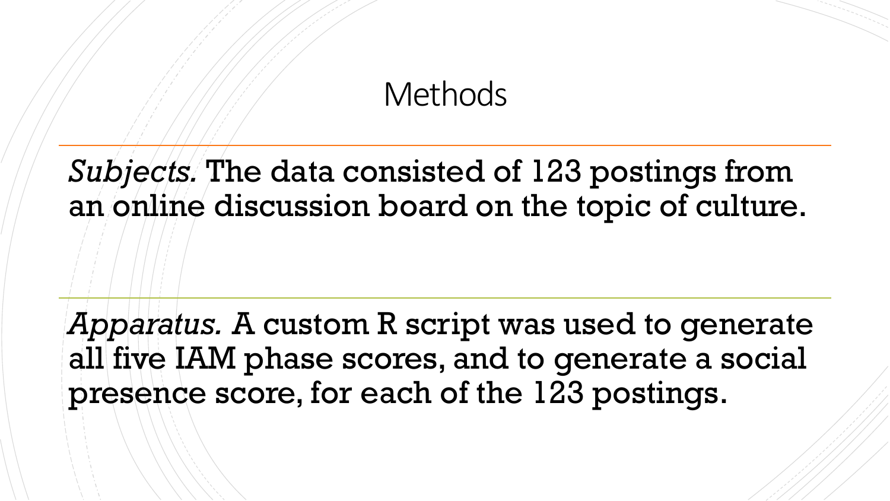# Methods

*Subjects.* The data consisted of 123 postings from an online discussion board on the topic of culture.

*Apparatus.* A custom R script was used to generate all five IAM phase scores, and to generate a social presence score, for each of the 123 postings.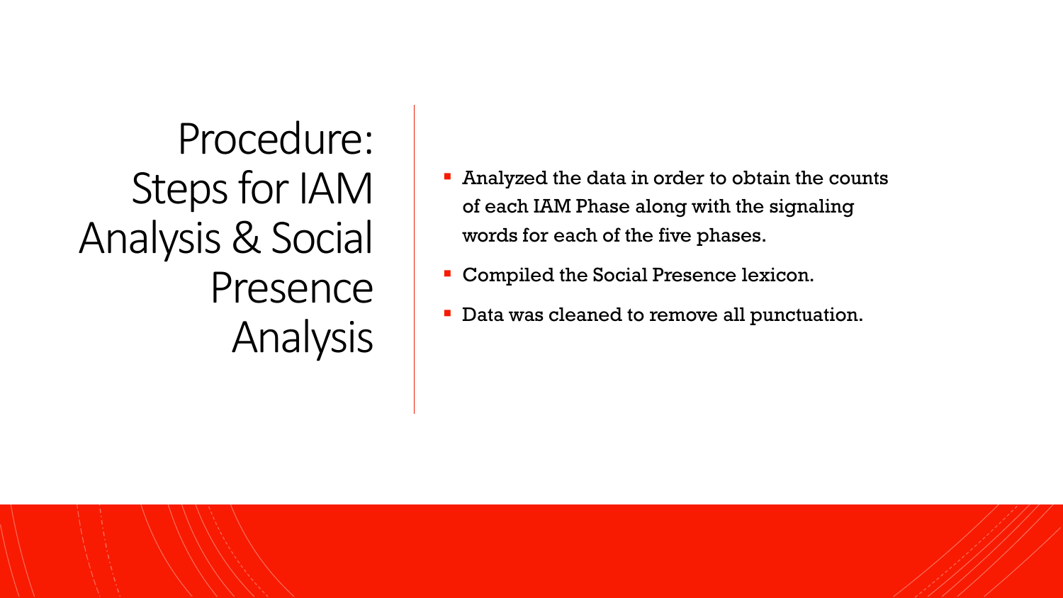# Procedure: Steps for IAM Analysis & Social Presence Analysis

- Analyzed the data in order to obtain the counts of each IAM Phase along with the signaling words for each of the five phases.
- Compiled the Social Presence lexicon.
- Data was cleaned to remove all punctuation.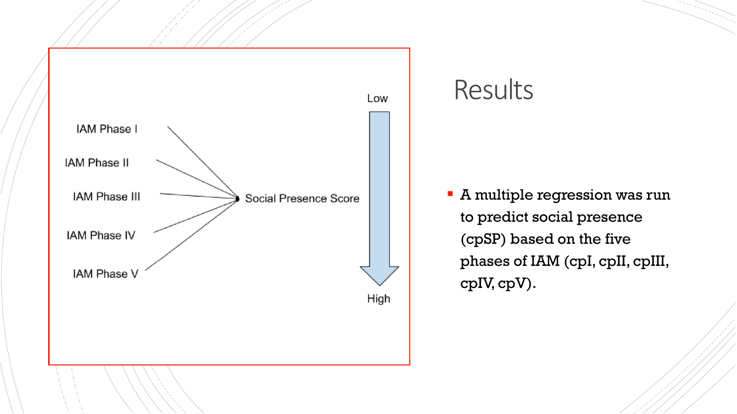IAM Phase I

IAM Phase II

IAM Phase III

IAM Phase IV

IAM Phase V

Social Presence Score

Low

High

## Results

- A multiple regression was run to predict social presence (cpSP) based on the five phases of IAM (cpI, cpII, cpIII, cpIV, cpV).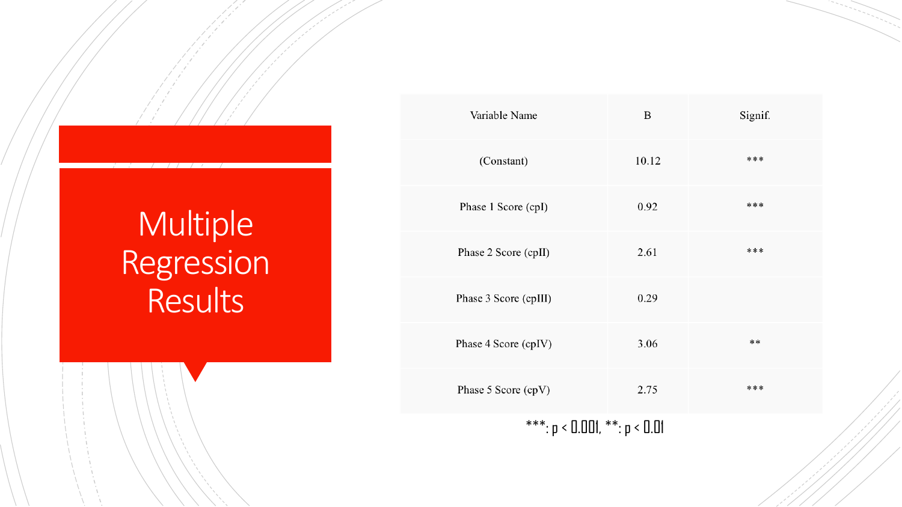# Multiple Regression Results

| Variable Name | B | Signif. |
| --- | --- | --- |
| (Constant) | 10.12 | *** |
| Phase 1 Score (cpI) | 0.92 | *** |
| Phase 2 Score (cpII) | 2.61 | *** |
| Phase 3 Score (cpIII) | 0.29 | |
| Phase 4 Score (cpIV) | 3.06 | ** |
| Phase 5 Score (cpV) | 2.75 | *** |

***: $p < 0.001$, **: $p < 0.01$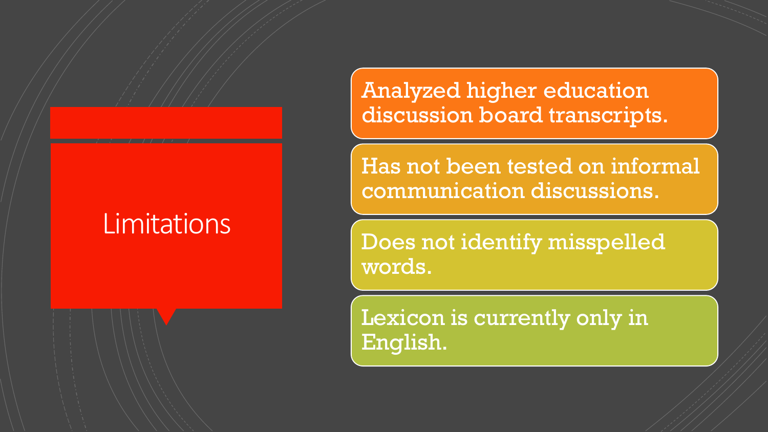# Limitations

- Analyzed higher education discussion board transcripts.
- Has not been tested on informal communication discussions.
- Does not identify misspelled words.
- Lexicon is currently only in English.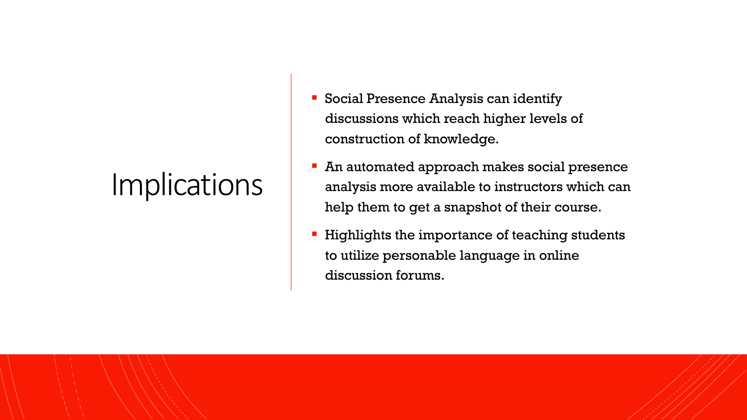# Implications

- Social Presence Analysis can identify discussions which reach higher levels of construction of knowledge.
- An automated approach makes social presence analysis more available to instructors which can help them to get a snapshot of their course.
- Highlights the importance of teaching students to utilize personable language in online discussion forums.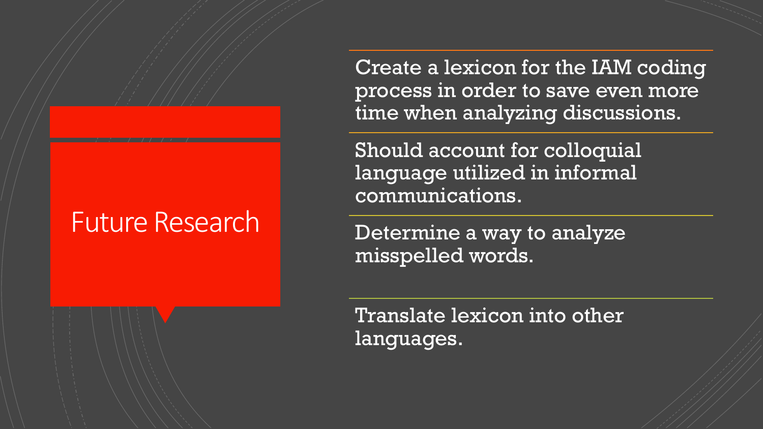# Future Research

- Create a lexicon for the IAM coding process in order to save even more time when analyzing discussions.
- Should account for colloquial language utilized in informal communications.
- Determine a way to analyze misspelled words.
- Translate lexicon into other languages.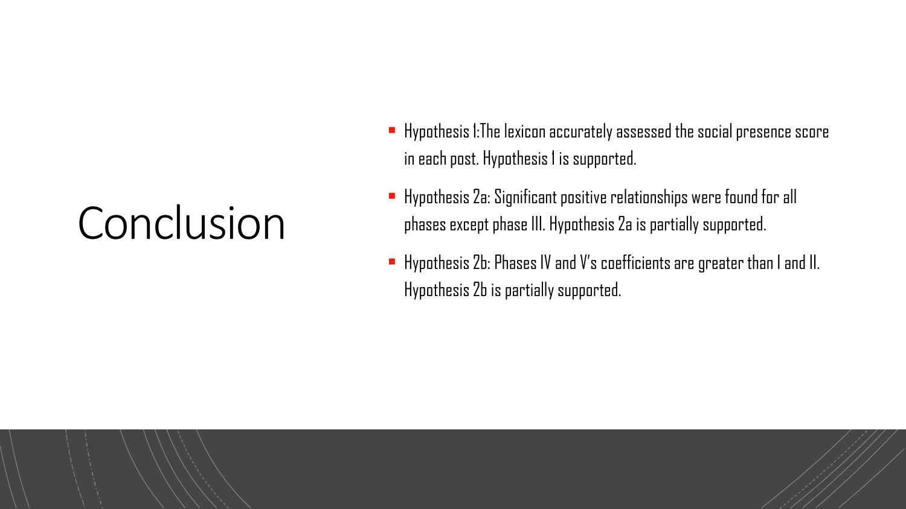# Conclusion

- Hypothesis 1:The lexicon accurately assessed the social presence score in each post. Hypothesis 1 is supported.
- Hypothesis 2a: Significant positive relationships were found for all phases except phase III. Hypothesis 2a is partially supported.
- Hypothesis 2b: Phases IV and V's coefficients are greater than I and II. Hypothesis 2b is partially supported.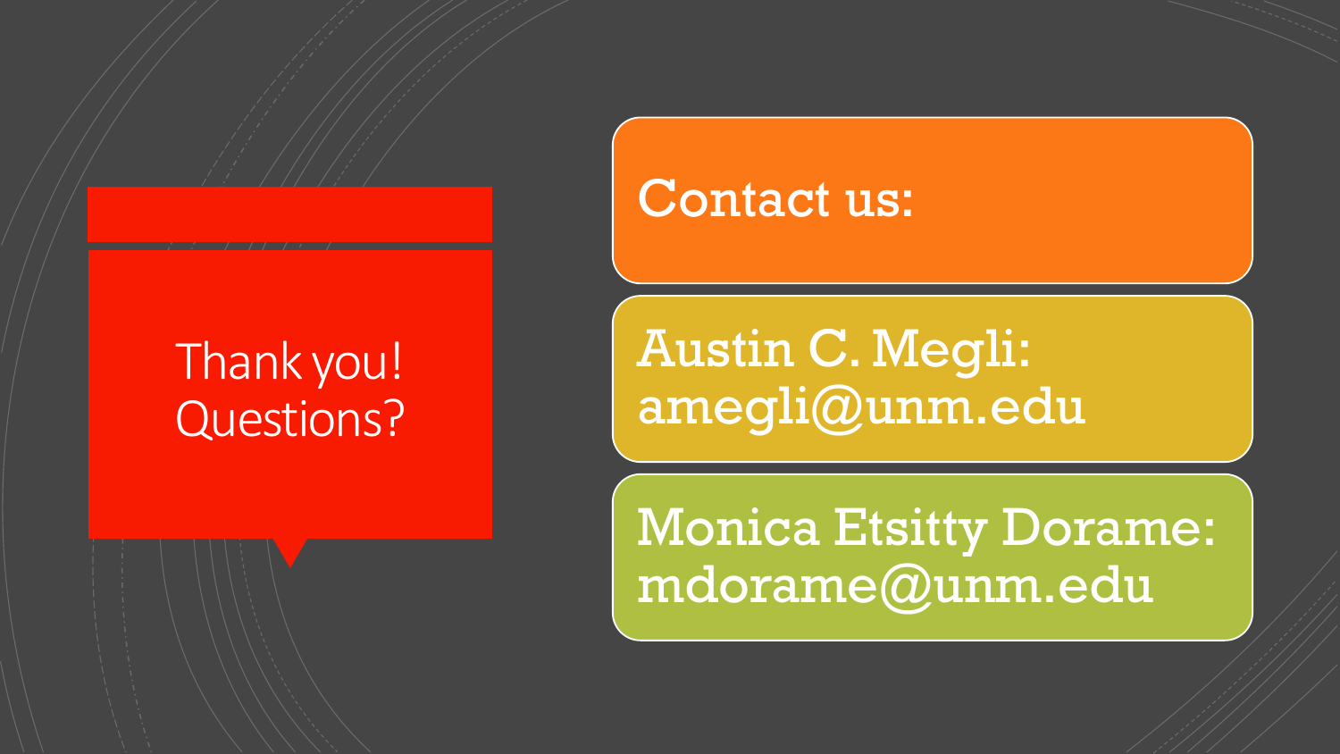# Thank you! Questions?

**Contact us:**

Austin C. Megli: amegli@unm.edu

Monica Etsitty Dorame: mdorame@unm.edu